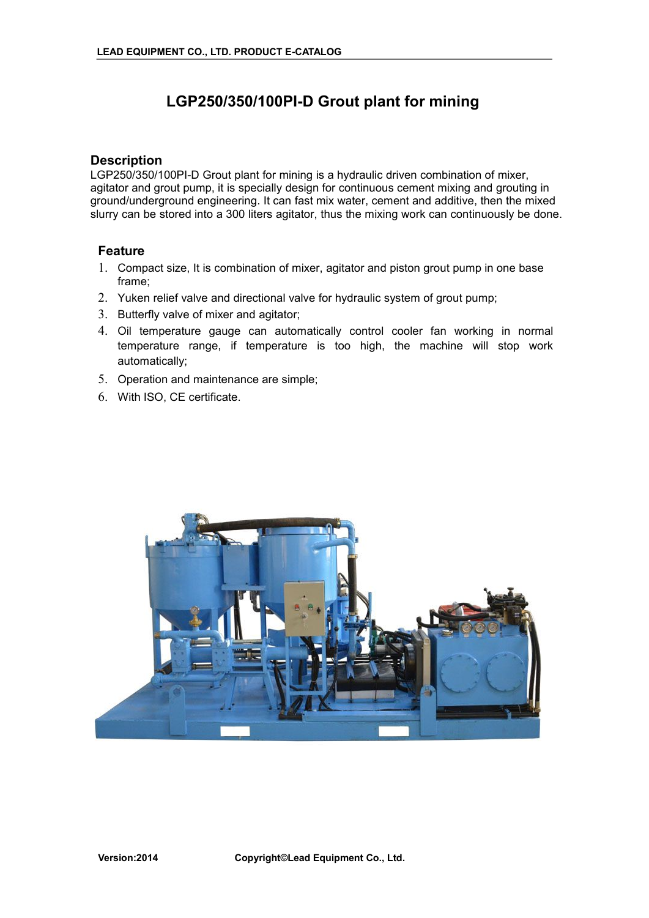# LGP250/350/100PI-D Grout plant for mining

## Description

LGP250/350/100PI-D Grout plant for mining is a hydraulic driven combination of mixer, agitator and grout pump, it is specially design for continuous cement mixing and grouting in ground/underground engineering. It can fast mix water, cement and additive, then the mixed slurry can be stored into a 300 liters agitator, thus the mixing work can continuously be done.

## Feature

1. Compact size, It is combination of mixer, agitator and piston grout pump in one base frame;
2. Yuken relief valve and directional valve for hydraulic system of grout pump;
3. Butterfly valve of mixer and agitator;
4. Oil temperature gauge can automatically control cooler fan working in normal temperature range, if temperature is too high, the machine will stop work automatically;
5. Operation and maintenance are simple;
6. With ISO, CE certificate.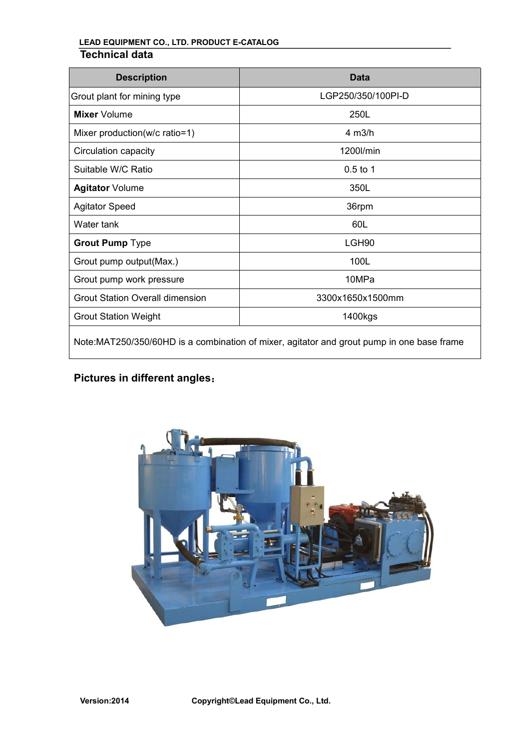## Technical data

| Description | Data |
| --- | --- |
| Grout plant for mining type | LGP250/350/100PI-D |
| **Mixer** Volume | 250L |
| Mixer production(w/c ratio=1) | 4 m3/h |
| Circulation capacity | 1200l/min |
| Suitable W/C Ratio | 0.5 to 1 |
| **Agitator** Volume | 350L |
| Agitator Speed | 36rpm |
| Water tank | 60L |
| **Grout Pump** Type | LGH90 |
| Grout pump output(Max.) | 100L |
| Grout pump work pressure | 10MPa |
| Grout Station Overall dimension | 3300x1650x1500mm |
| Grout Station Weight | 1400kgs |
| Note:MAT250/350/60HD is a combination of mixer, agitator and grout pump in one base frame | |

### Pictures in different angles：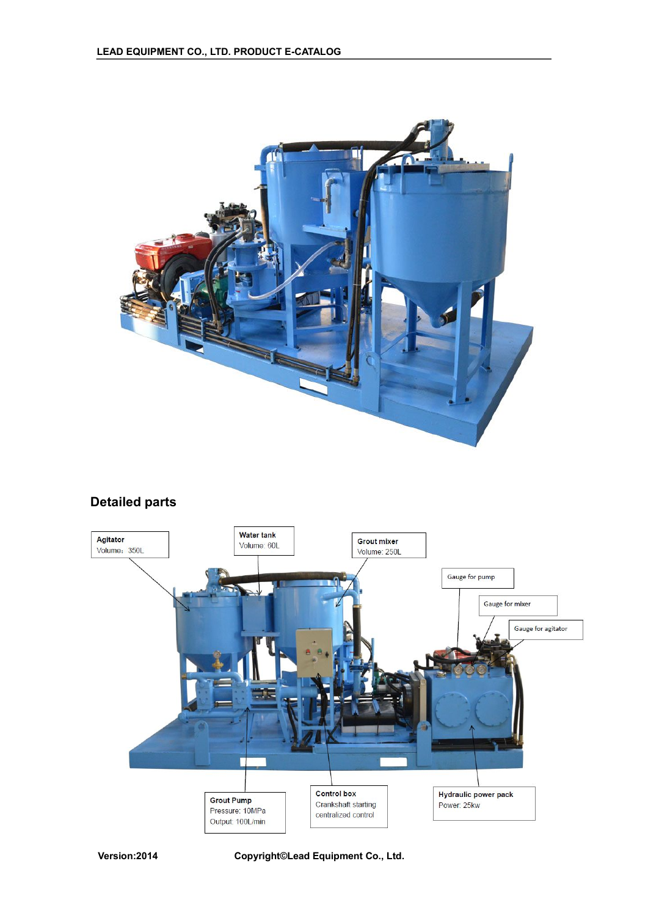## Detailed parts

Agitator
Volume：350L

Water tank
Volume: 60L

Grout mixer
Volume: 250L

Gauge for pump

Gauge for mixer

Gauge for agitator

Grout Pump
Pressure: 10MPa
Output: 100L/min

Control box
Crankshaft starting
centralized control

Hydraulic power pack
Power: 25kw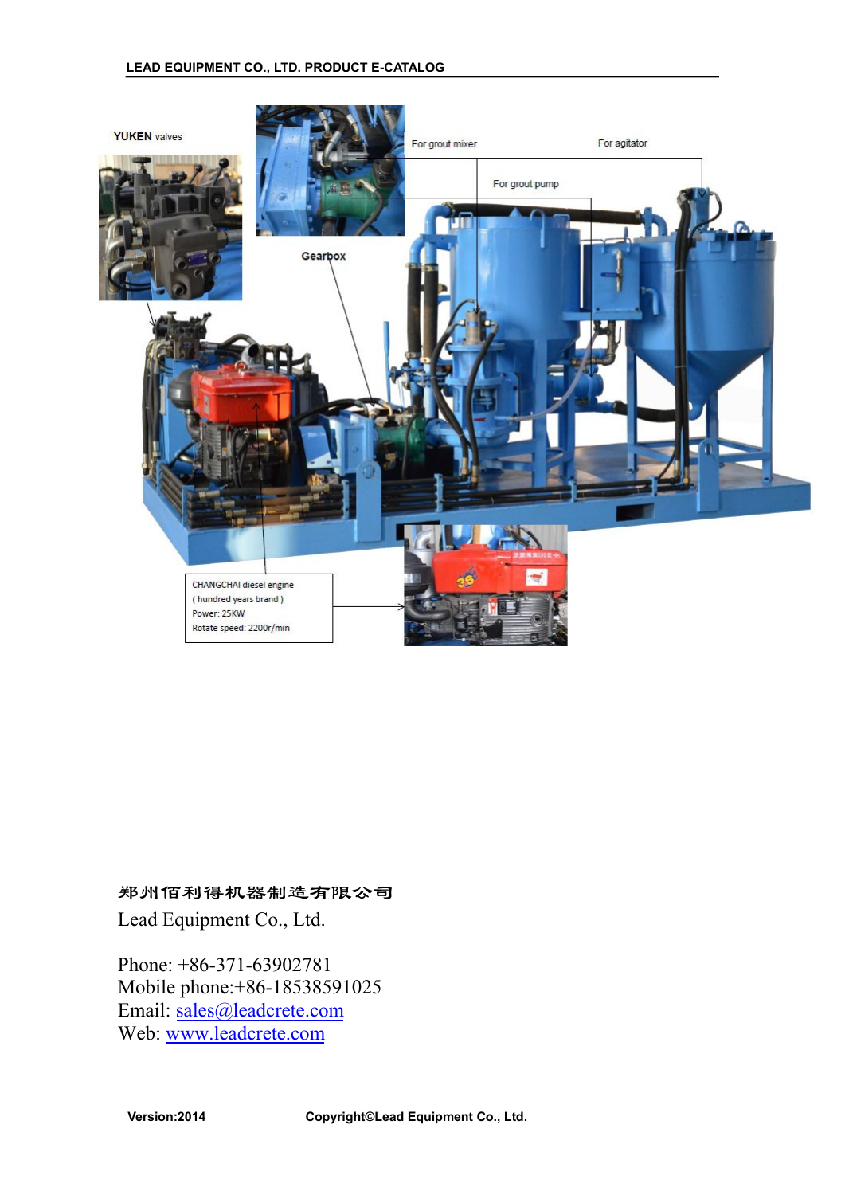YUKEN valves

For grout mixer

For agitator

For grout pump

Gearbox

CHANGCHAI diesel engine
( hundred years brand )
Power: 25KW
Rotate speed: 2200r/min

郑州佰利得机器制造有限公司

Lead Equipment Co., Ltd.

Phone: +86-371-63902781
Mobile phone:+86-18538591025
Email: sales@leadcrete.com
Web: www.leadcrete.com

Version:2014

Copyright©Lead Equipment Co., Ltd.